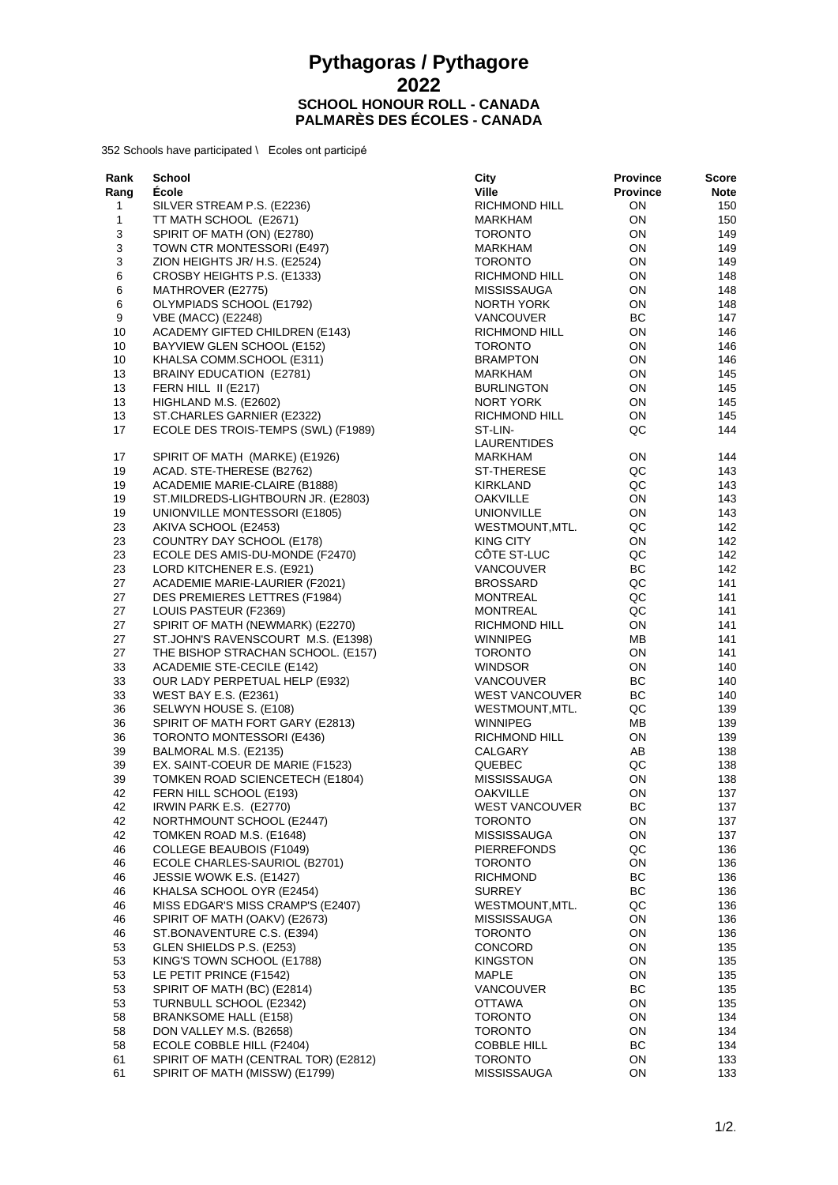# Pythagoras / Pythagore
# 2022
### SCHOOL HONOUR ROLL - CANADA
### PALMARÈS DES ÉCOLES - CANADA

352 Schools have participated \ Ecoles ont participé

| Rank<br>Rang | School<br>École | City<br>Ville | Province<br>Province | Score<br>Note |
|---|---|---|---|---|
| 1 | SILVER STREAM P.S. (E2236) | RICHMOND HILL | ON | 150 |
| 1 | TT MATH SCHOOL (E2671) | MARKHAM | ON | 150 |
| 3 | SPIRIT OF MATH (ON) (E2780) | TORONTO | ON | 149 |
| 3 | TOWN CTR MONTESSORI (E497) | MARKHAM | ON | 149 |
| 3 | ZION HEIGHTS JR/ H.S. (E2524) | TORONTO | ON | 149 |
| 6 | CROSBY HEIGHTS P.S. (E1333) | RICHMOND HILL | ON | 148 |
| 6 | MATHROVER (E2775) | MISSISSAUGA | ON | 148 |
| 6 | OLYMPIADS SCHOOL (E1792) | NORTH YORK | ON | 148 |
| 9 | VBE (MACC) (E2248) | VANCOUVER | BC | 147 |
| 10 | ACADEMY GIFTED CHILDREN (E143) | RICHMOND HILL | ON | 146 |
| 10 | BAYVIEW GLEN SCHOOL (E152) | TORONTO | ON | 146 |
| 10 | KHALSA COMM.SCHOOL (E311) | BRAMPTON | ON | 146 |
| 13 | BRAINY EDUCATION (E2781) | MARKHAM | ON | 145 |
| 13 | FERN HILL II (E217) | BURLINGTON | ON | 145 |
| 13 | HIGHLAND M.S. (E2602) | NORT YORK | ON | 145 |
| 13 | ST.CHARLES GARNIER (E2322) | RICHMOND HILL | ON | 145 |
| 17 | ECOLE DES TROIS-TEMPS (SWL) (F1989) | ST-LIN-LAURENTIDES | QC | 144 |
| 17 | SPIRIT OF MATH (MARKE) (E1926) | MARKHAM | ON | 144 |
| 19 | ACAD. STE-THERESE (B2762) | ST-THERESE | QC | 143 |
| 19 | ACADEMIE MARIE-CLAIRE (B1888) | KIRKLAND | QC | 143 |
| 19 | ST.MILDREDS-LIGHTBOURN JR. (E2803) | OAKVILLE | ON | 143 |
| 19 | UNIONVILLE MONTESSORI (E1805) | UNIONVILLE | ON | 143 |
| 23 | AKIVA SCHOOL (E2453) | WESTMOUNT,MTL. | QC | 142 |
| 23 | COUNTRY DAY SCHOOL (E178) | KING CITY | ON | 142 |
| 23 | ECOLE DES AMIS-DU-MONDE (F2470) | CÔTE ST-LUC | QC | 142 |
| 23 | LORD KITCHENER E.S. (E921) | VANCOUVER | BC | 142 |
| 27 | ACADEMIE MARIE-LAURIER (F2021) | BROSSARD | QC | 141 |
| 27 | DES PREMIERES LETTRES (F1984) | MONTREAL | QC | 141 |
| 27 | LOUIS PASTEUR (F2369) | MONTREAL | QC | 141 |
| 27 | SPIRIT OF MATH (NEWMARK) (E2270) | RICHMOND HILL | ON | 141 |
| 27 | ST.JOHN'S RAVENSCOURT M.S. (E1398) | WINNIPEG | MB | 141 |
| 27 | THE BISHOP STRACHAN SCHOOL. (E157) | TORONTO | ON | 141 |
| 33 | ACADEMIE STE-CECILE (E142) | WINDSOR | ON | 140 |
| 33 | OUR LADY PERPETUAL HELP (E932) | VANCOUVER | BC | 140 |
| 33 | WEST BAY E.S. (E2361) | WEST VANCOUVER | BC | 140 |
| 36 | SELWYN HOUSE S. (E108) | WESTMOUNT,MTL. | QC | 139 |
| 36 | SPIRIT OF MATH FORT GARY (E2813) | WINNIPEG | MB | 139 |
| 36 | TORONTO MONTESSORI (E436) | RICHMOND HILL | ON | 139 |
| 39 | BALMORAL M.S. (E2135) | CALGARY | AB | 138 |
| 39 | EX. SAINT-COEUR DE MARIE (F1523) | QUEBEC | QC | 138 |
| 39 | TOMKEN ROAD SCIENCETECH (E1804) | MISSISSAUGA | ON | 138 |
| 42 | FERN HILL SCHOOL (E193) | OAKVILLE | ON | 137 |
| 42 | IRWIN PARK E.S. (E2770) | WEST VANCOUVER | BC | 137 |
| 42 | NORTHMOUNT SCHOOL (E2447) | TORONTO | ON | 137 |
| 42 | TOMKEN ROAD M.S. (E1648) | MISSISSAUGA | ON | 137 |
| 46 | COLLEGE BEAUBOIS (F1049) | PIERREFONDS | QC | 136 |
| 46 | ECOLE CHARLES-SAURIOL (B2701) | TORONTO | ON | 136 |
| 46 | JESSIE WOWK E.S. (E1427) | RICHMOND | BC | 136 |
| 46 | KHALSA SCHOOL OYR (E2454) | SURREY | BC | 136 |
| 46 | MISS EDGAR'S MISS CRAMP'S (E2407) | WESTMOUNT,MTL. | QC | 136 |
| 46 | SPIRIT OF MATH (OAKV) (E2673) | MISSISSAUGA | ON | 136 |
| 46 | ST.BONAVENTURE C.S. (E394) | TORONTO | ON | 136 |
| 53 | GLEN SHIELDS P.S. (E253) | CONCORD | ON | 135 |
| 53 | KING'S TOWN SCHOOL (E1788) | KINGSTON | ON | 135 |
| 53 | LE PETIT PRINCE (F1542) | MAPLE | ON | 135 |
| 53 | SPIRIT OF MATH (BC) (E2814) | VANCOUVER | BC | 135 |
| 53 | TURNBULL SCHOOL (E2342) | OTTAWA | ON | 135 |
| 58 | BRANKSOME HALL (E158) | TORONTO | ON | 134 |
| 58 | DON VALLEY M.S. (B2658) | TORONTO | ON | 134 |
| 58 | ECOLE COBBLE HILL (F2404) | COBBLE HILL | BC | 134 |
| 61 | SPIRIT OF MATH (CENTRAL TOR) (E2812) | TORONTO | ON | 133 |
| 61 | SPIRIT OF MATH (MISSW) (E1799) | MISSISSAUGA | ON | 133 |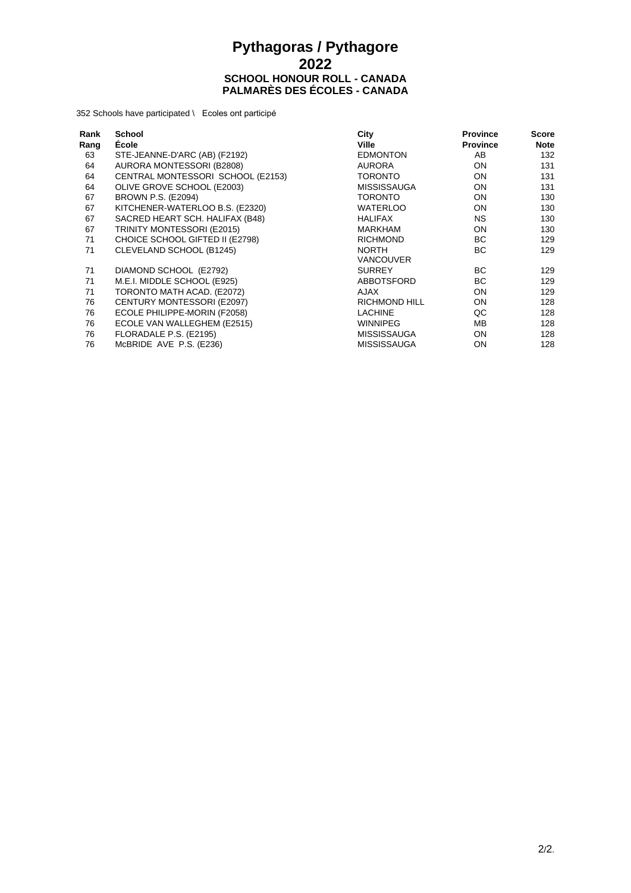# Pythagoras / Pythagore
# 2022
### SCHOOL HONOUR ROLL - CANADA
### PALMARÈS DES ÉCOLES - CANADA

352 Schools have participated \ Ecoles ont participé

| Rank<br>Rang | School<br>École | City<br>Ville | Province<br>Province | Score<br>Note |
|---|---|---|---|---|
| 63 | STE-JEANNE-D'ARC (AB) (F2192) | EDMONTON | AB | 132 |
| 64 | AURORA MONTESSORI (B2808) | AURORA | ON | 131 |
| 64 | CENTRAL MONTESSORI SCHOOL (E2153) | TORONTO | ON | 131 |
| 64 | OLIVE GROVE SCHOOL (E2003) | MISSISSAUGA | ON | 131 |
| 67 | BROWN P.S. (E2094) | TORONTO | ON | 130 |
| 67 | KITCHENER-WATERLOO B.S. (E2320) | WATERLOO | ON | 130 |
| 67 | SACRED HEART SCH. HALIFAX (B48) | HALIFAX | NS | 130 |
| 67 | TRINITY MONTESSORI (E2015) | MARKHAM | ON | 130 |
| 71 | CHOICE SCHOOL GIFTED II (E2798) | RICHMOND | BC | 129 |
| 71 | CLEVELAND SCHOOL (B1245) | NORTH VANCOUVER | BC | 129 |
| 71 | DIAMOND SCHOOL (E2792) | SURREY | BC | 129 |
| 71 | M.E.I. MIDDLE SCHOOL (E925) | ABBOTSFORD | BC | 129 |
| 71 | TORONTO MATH ACAD. (E2072) | AJAX | ON | 129 |
| 76 | CENTURY MONTESSORI (E2097) | RICHMOND HILL | ON | 128 |
| 76 | ECOLE PHILIPPE-MORIN (F2058) | LACHINE | QC | 128 |
| 76 | ECOLE VAN WALLEGHEM (E2515) | WINNIPEG | MB | 128 |
| 76 | FLORADALE P.S. (E2195) | MISSISSAUGA | ON | 128 |
| 76 | McBRIDE AVE P.S. (E236) | MISSISSAUGA | ON | 128 |